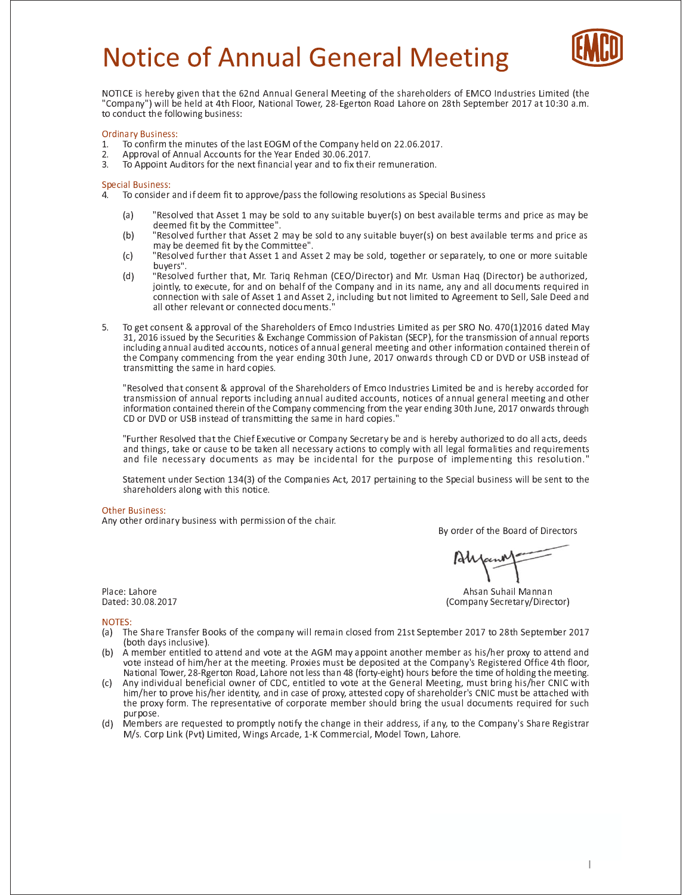# Notice of Annual General Meeting

NOTICE is hereby given that the 62nd Annual General Meeting of the shareholders of EMCO Industries Limited (the "Company") will be held at 4th Floor, National Tower, 28-Egerton Road Lahore on 28th September 2017 at 10:30 a.m. to conduct the following business:

## Ordinary Business:

1. To confirm the minutes of the last EOGM of the Company held on 22.06.2017.
2. Approval of Annual Accounts for the Year Ended 30.06.2017.
3. To Appoint Auditors for the next financial year and to fix their remuneration.

## Special Business:

4. To consider and if deem fit to approve/pass the following resolutions as Special Business

   (a) "Resolved that Asset 1 may be sold to any suitable buyer(s) on best available terms and price as may be deemed fit by the Committee".

   (b) "Resolved further that Asset 2 may be sold to any suitable buyer(s) on best available terms and price as may be deemed fit by the Committee".

   (c) "Resolved further that Asset 1 and Asset 2 may be sold, together or separately, to one or more suitable buyers".

   (d) "Resolved further that, Mr. Tariq Rehman (CEO/Director) and Mr. Usman Haq (Director) be authorized, jointly, to execute, for and on behalf of the Company and in its name, any and all documents required in connection with sale of Asset 1 and Asset 2, including but not limited to Agreement to Sell, Sale Deed and all other relevant or connected documents."

5. To get consent & approval of the Shareholders of Emco Industries Limited as per SRO No. 470(1)2016 dated May 31, 2016 issued by the Securities & Exchange Commission of Pakistan (SECP), for the transmission of annual reports including annual audited accounts, notices of annual general meeting and other information contained therein of the Company commencing from the year ending 30th June, 2017 onwards through CD or DVD or USB instead of transmitting the same in hard copies.

   "Resolved that consent & approval of the Shareholders of Emco Industries Limited be and is hereby accorded for transmission of annual reports including annual audited accounts, notices of annual general meeting and other information contained therein of the Company commencing from the year ending 30th June, 2017 onwards through CD or DVD or USB instead of transmitting the same in hard copies."

   "Further Resolved that the Chief Executive or Company Secretary be and is hereby authorized to do all acts, deeds and things, take or cause to be taken all necessary actions to comply with all legal formalities and requirements and file necessary documents as may be incidental for the purpose of implementing this resolution."

   Statement under Section 134(3) of the Companies Act, 2017 pertaining to the Special business will be sent to the shareholders along with this notice.

## Other Business:

Any other ordinary business with permission of the chair.

By order of the Board of Directors

Ahsan Suhail Mannan
(Company Secretary/Director)

Place: Lahore
Dated: 30.08.2017

## NOTES:

(a) The Share Transfer Books of the company will remain closed from 21st September 2017 to 28th September 2017 (both days inclusive).

(b) A member entitled to attend and vote at the AGM may appoint another member as his/her proxy to attend and vote instead of him/her at the meeting. Proxies must be deposited at the Company's Registered Office 4th floor, National Tower, 28-Rgerton Road, Lahore not less than 48 (forty-eight) hours before the time of holding the meeting.

(c) Any individual beneficial owner of CDC, entitled to vote at the General Meeting, must bring his/her CNIC with him/her to prove his/her identity, and in case of proxy, attested copy of shareholder's CNIC must be attached with the proxy form. The representative of corporate member should bring the usual documents required for such purpose.

(d) Members are requested to promptly notify the change in their address, if any, to the Company's Share Registrar M/s. Corp Link (Pvt) Limited, Wings Arcade, 1-K Commercial, Model Town, Lahore.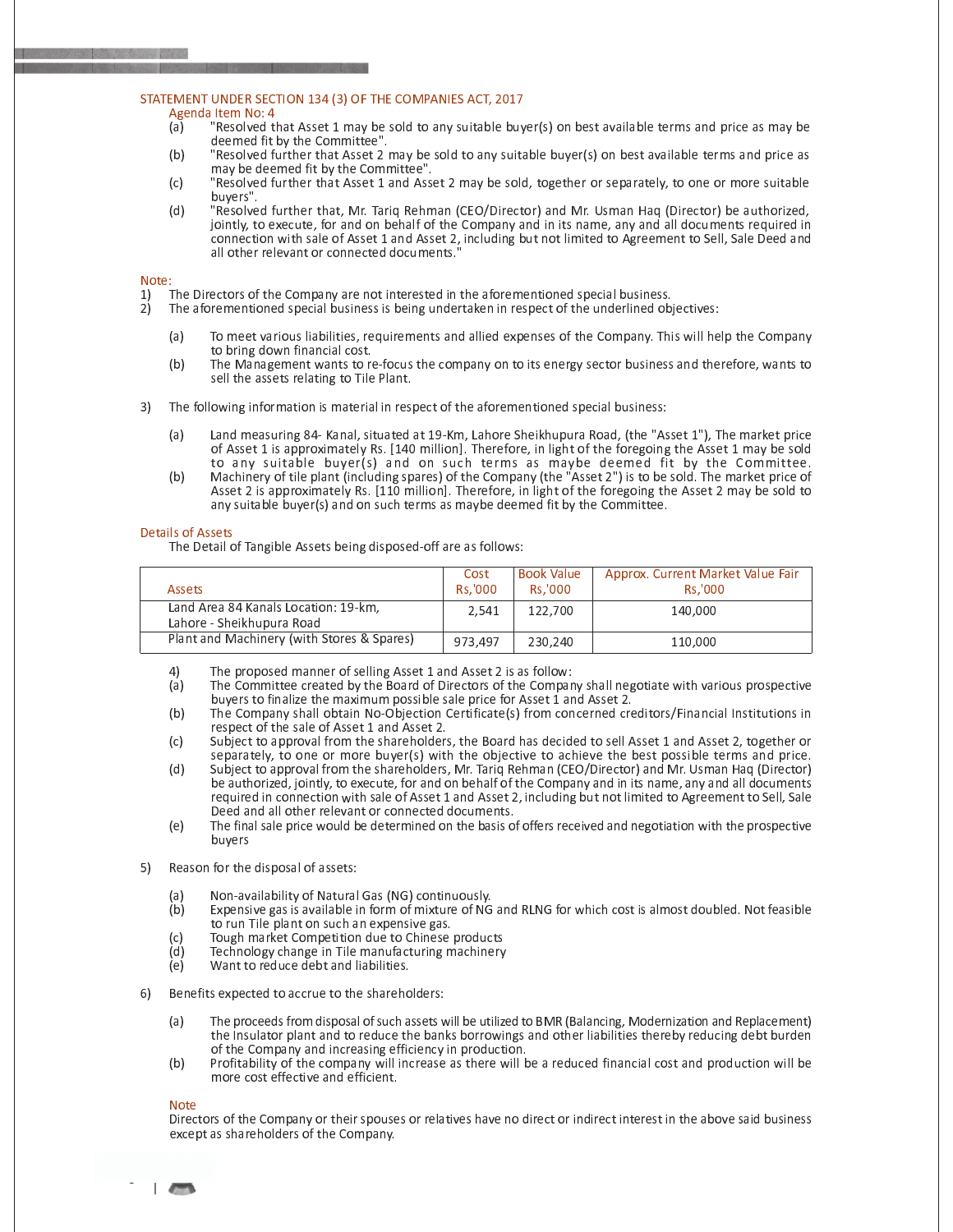## STATEMENT UNDER SECTION 134 (3) OF THE COMPANIES ACT, 2017

### Agenda Item No: 4

(a) "Resolved that Asset 1 may be sold to any suitable buyer(s) on best available terms and price as may be deemed fit by the Committee".

(b) "Resolved further that Asset 2 may be sold to any suitable buyer(s) on best available terms and price as may be deemed fit by the Committee".

(c) "Resolved further that Asset 1 and Asset 2 may be sold, together or separately, to one or more suitable buyers".

(d) "Resolved further that, Mr. Tariq Rehman (CEO/Director) and Mr. Usman Haq (Director) be authorized, jointly, to execute, for and on behalf of the Company and in its name, any and all documents required in connection with sale of Asset 1 and Asset 2, including but not limited to Agreement to Sell, Sale Deed and all other relevant or connected documents."

### Note:

1) The Directors of the Company are not interested in the aforementioned special business.
2) The aforementioned special business is being undertaken in respect of the underlined objectives:

   (a) To meet various liabilities, requirements and allied expenses of the Company. This will help the Company to bring down financial cost.
   (b) The Management wants to re-focus the company on to its energy sector business and therefore, wants to sell the assets relating to Tile Plant.

3) The following information is material in respect of the aforementioned special business:

   (a) Land measuring 84- Kanal, situated at 19-Km, Lahore Sheikhupura Road, (the "Asset 1"), The market price of Asset 1 is approximately Rs. [140 million]. Therefore, in light of the foregoing the Asset 1 may be sold to any suitable buyer(s) and on such terms as maybe deemed fit by the Committee.
   (b) Machinery of tile plant (including spares) of the Company (the "Asset 2") is to be sold. The market price of Asset 2 is approximately Rs. [110 million]. Therefore, in light of the foregoing the Asset 2 may be sold to any suitable buyer(s) and on such terms as maybe deemed fit by the Committee.

### Details of Assets

The Detail of Tangible Assets being disposed-off are as follows:

| Assets | Cost Rs,'000 | Book Value Rs,'000 | Approx. Current Market Value Fair Rs,'000 |
|---|---|---|---|
| Land Area 84 Kanals Location: 19-km, Lahore - Sheikhupura Road | 2,541 | 122,700 | 140,000 |
| Plant and Machinery (with Stores & Spares) | 973,497 | 230,240 | 110,000 |

4) The proposed manner of selling Asset 1 and Asset 2 is as follow:

   (a) The Committee created by the Board of Directors of the Company shall negotiate with various prospective buyers to finalize the maximum possible sale price for Asset 1 and Asset 2.
   (b) The Company shall obtain No-Objection Certificate(s) from concerned creditors/Financial Institutions in respect of the sale of Asset 1 and Asset 2.
   (c) Subject to approval from the shareholders, the Board has decided to sell Asset 1 and Asset 2, together or separately, to one or more buyer(s) with the objective to achieve the best possible terms and price.
   (d) Subject to approval from the shareholders, Mr. Tariq Rehman (CEO/Director) and Mr. Usman Haq (Director) be authorized, jointly, to execute, for and on behalf of the Company and in its name, any and all documents required in connection with sale of Asset 1 and Asset 2, including but not limited to Agreement to Sell, Sale Deed and all other relevant or connected documents.
   (e) The final sale price would be determined on the basis of offers received and negotiation with the prospective buyers

5) Reason for the disposal of assets:

   (a) Non-availability of Natural Gas (NG) continuously.
   (b) Expensive gas is available in form of mixture of NG and RLNG for which cost is almost doubled. Not feasible to run Tile plant on such an expensive gas.
   (c) Tough market Competition due to Chinese products
   (d) Technology change in Tile manufacturing machinery
   (e) Want to reduce debt and liabilities.

6) Benefits expected to accrue to the shareholders:

   (a) The proceeds from disposal of such assets will be utilized to BMR (Balancing, Modernization and Replacement) the Insulator plant and to reduce the banks borrowings and other liabilities thereby reducing debt burden of the Company and increasing efficiency in production.
   (b) Profitability of the company will increase as there will be a reduced financial cost and production will be more cost effective and efficient.

### Note

Directors of the Company or their spouses or relatives have no direct or indirect interest in the above said business except as shareholders of the Company.